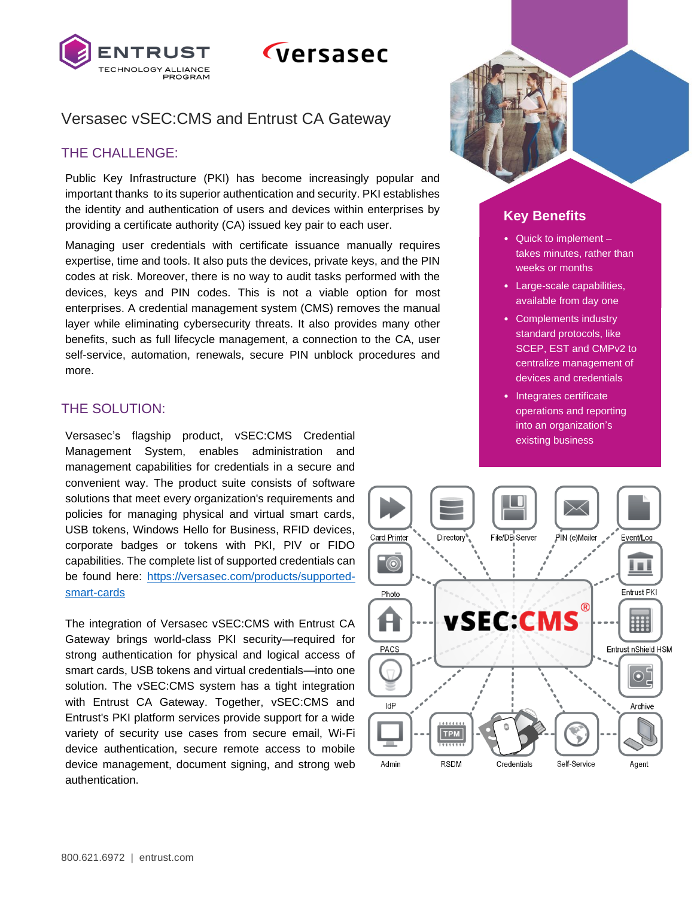# Versasec vSEC:CMS and Entrust CA Gateway

## THE CHALLENGE:

Public Key Infrastructure (PKI) has become increasingly popular and important thanks to its superior authentication and security. PKI establishes the identity and authentication of users and devices within enterprises by providing a certificate authority (CA) issued key pair to each user.

Managing user credentials with certificate issuance manually requires expertise, time and tools. It also puts the devices, private keys, and the PIN codes at risk. Moreover, there is no way to audit tasks performed with the devices, keys and PIN codes. This is not a viable option for most enterprises. A credential management system (CMS) removes the manual layer while eliminating cybersecurity threats. It also provides many other benefits, such as full lifecycle management, a connection to the CA, user self-service, automation, renewals, secure PIN unblock procedures and more.

## THE SOLUTION:

Versasec's flagship product, vSEC:CMS Credential Management System, enables administration and management capabilities for credentials in a secure and convenient way. The product suite consists of software solutions that meet every organization's requirements and policies for managing physical and virtual smart cards, USB tokens, Windows Hello for Business, RFID devices, corporate badges or tokens with PKI, PIV or FIDO capabilities. The complete list of supported credentials can be found here: [https://versasec.com/products/supported-smart-cards](https://versasec.com/products/supported-smart-cards)

The integration of Versasec vSEC:CMS with Entrust CA Gateway brings world-class PKI security—required for strong authentication for physical and logical access of smart cards, USB tokens and virtual credentials—into one solution. The vSEC:CMS system has a tight integration with Entrust CA Gateway. Together, vSEC:CMS and Entrust's PKI platform services provide support for a wide variety of security use cases from secure email, Wi-Fi device authentication, secure remote access to mobile device management, document signing, and strong web authentication.

## Key Benefits

- Quick to implement – takes minutes, rather than weeks or months
- Large-scale capabilities, available from day one
- Complements industry standard protocols, like SCEP, EST and CMPv2 to centralize management of devices and credentials
- Integrates certificate operations and reporting into an organization's existing business

800.621.6972 | entrust.com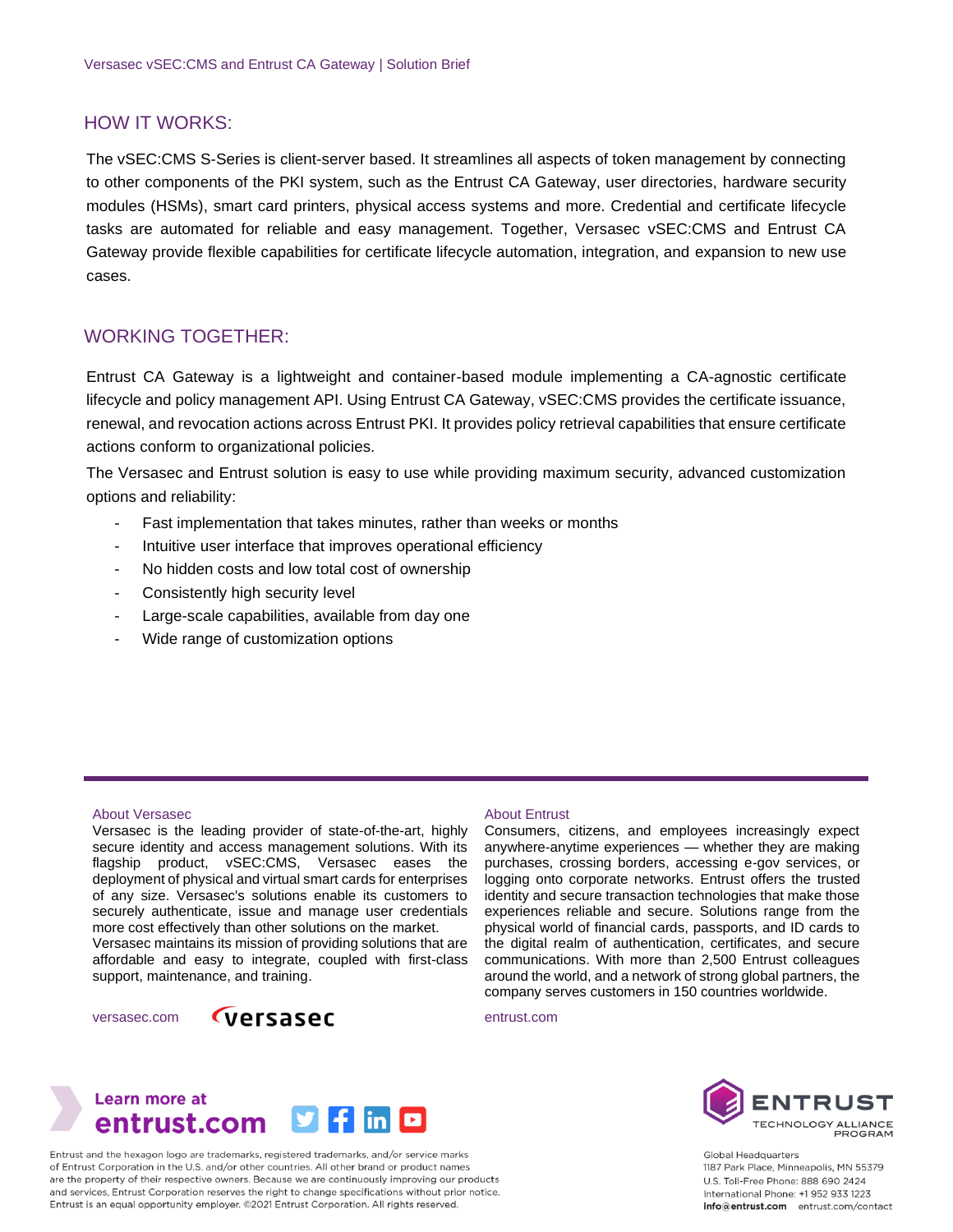## HOW IT WORKS:

The vSEC:CMS S-Series is client-server based. It streamlines all aspects of token management by connecting to other components of the PKI system, such as the Entrust CA Gateway, user directories, hardware security modules (HSMs), smart card printers, physical access systems and more. Credential and certificate lifecycle tasks are automated for reliable and easy management. Together, Versasec vSEC:CMS and Entrust CA Gateway provide flexible capabilities for certificate lifecycle automation, integration, and expansion to new use cases.

## WORKING TOGETHER:

Entrust CA Gateway is a lightweight and container-based module implementing a CA-agnostic certificate lifecycle and policy management API. Using Entrust CA Gateway, vSEC:CMS provides the certificate issuance, renewal, and revocation actions across Entrust PKI. It provides policy retrieval capabilities that ensure certificate actions conform to organizational policies.

The Versasec and Entrust solution is easy to use while providing maximum security, advanced customization options and reliability:

- Fast implementation that takes minutes, rather than weeks or months
- Intuitive user interface that improves operational efficiency
- No hidden costs and low total cost of ownership
- Consistently high security level
- Large-scale capabilities, available from day one
- Wide range of customization options

### About Versasec

Versasec is the leading provider of state-of-the-art, highly secure identity and access management solutions. With its flagship product, vSEC:CMS, Versasec eases the deployment of physical and virtual smart cards for enterprises of any size. Versasec's solutions enable its customers to securely authenticate, issue and manage user credentials more cost effectively than other solutions on the market. Versasec maintains its mission of providing solutions that are affordable and easy to integrate, coupled with first-class support, maintenance, and training.

versasec.com

### About Entrust

Consumers, citizens, and employees increasingly expect anywhere-anytime experiences — whether they are making purchases, crossing borders, accessing e-gov services, or logging onto corporate networks. Entrust offers the trusted identity and secure transaction technologies that make those experiences reliable and secure. Solutions range from the physical world of financial cards, passports, and ID cards to the digital realm of authentication, certificates, and secure communications. With more than 2,500 Entrust colleagues around the world, and a network of strong global partners, the company serves customers in 150 countries worldwide.

entrust.com

Learn more at **entrust.com**

ENTRUST TECHNOLOGY ALLIANCE PROGRAM

Entrust and the hexagon logo are trademarks, registered trademarks, and/or service marks of Entrust Corporation in the U.S. and/or other countries. All other brand or product names are the property of their respective owners. Because we are continuously improving our products and services, Entrust Corporation reserves the right to change specifications without prior notice. Entrust is an equal opportunity employer. ©2021 Entrust Corporation. All rights reserved.

Global Headquarters
1187 Park Place, Minneapolis, MN 55379
U.S. Toll-Free Phone: 888 690 2424
International Phone: +1 952 933 1223
**info@entrust.com** entrust.com/contact